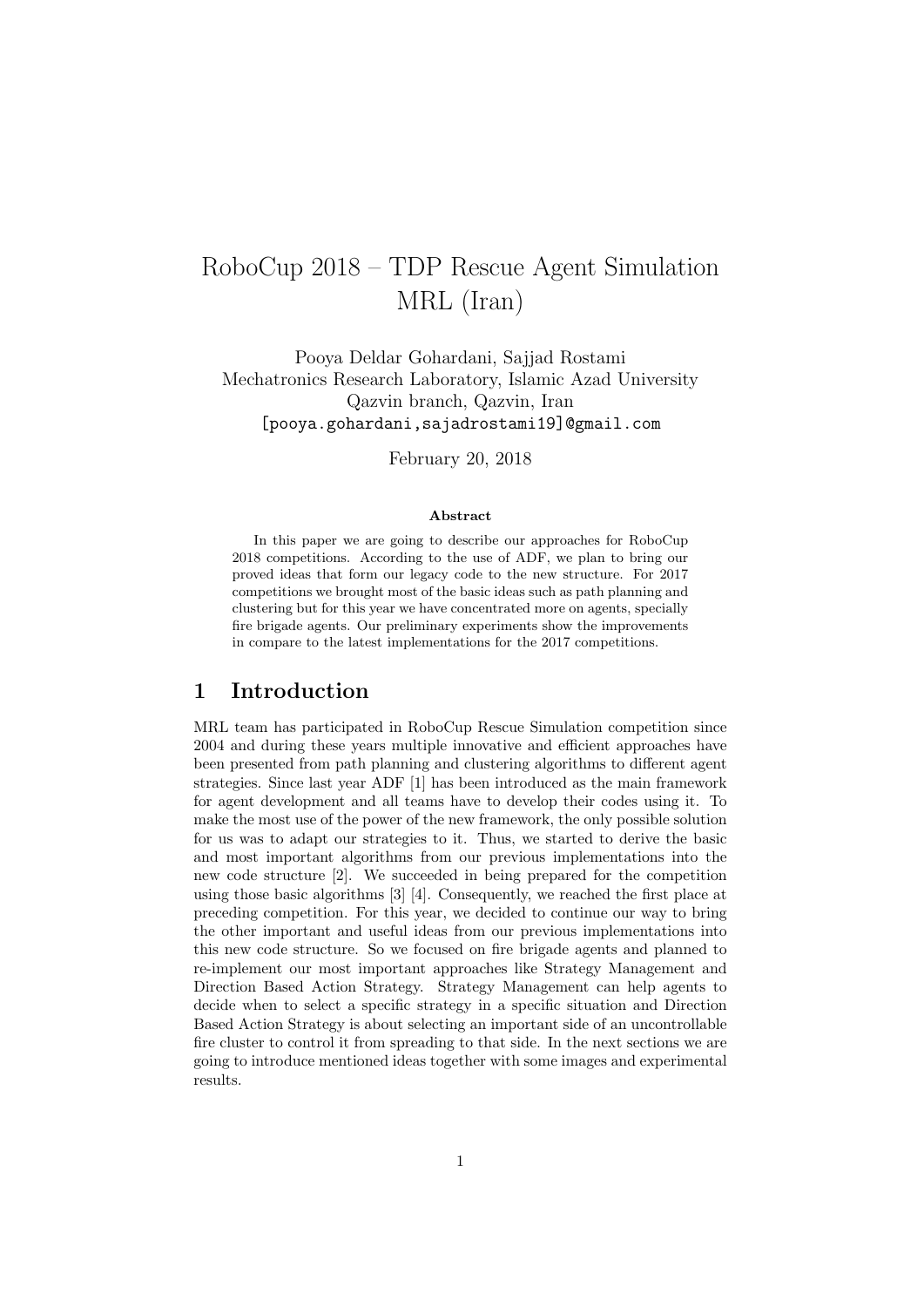# RoboCup 2018 – TDP Rescue Agent Simulation MRL (Iran)

Pooya Deldar Gohardani, Sajjad Rostami
Mechatronics Research Laboratory, Islamic Azad University
Qazvin branch, Qazvin, Iran
[pooya.gohardani,sajadrostami19]@gmail.com

February 20, 2018

**Abstract**

In this paper we are going to describe our approaches for RoboCup 2018 competitions. According to the use of ADF, we plan to bring our proved ideas that form our legacy code to the new structure. For 2017 competitions we brought most of the basic ideas such as path planning and clustering but for this year we have concentrated more on agents, specially fire brigade agents. Our preliminary experiments show the improvements in compare to the latest implementations for the 2017 competitions.

## 1 Introduction

MRL team has participated in RoboCup Rescue Simulation competition since 2004 and during these years multiple innovative and efficient approaches have been presented from path planning and clustering algorithms to different agent strategies. Since last year ADF [1] has been introduced as the main framework for agent development and all teams have to develop their codes using it. To make the most use of the power of the new framework, the only possible solution for us was to adapt our strategies to it. Thus, we started to derive the basic and most important algorithms from our previous implementations into the new code structure [2]. We succeeded in being prepared for the competition using those basic algorithms [3] [4]. Consequently, we reached the first place at preceding competition. For this year, we decided to continue our way to bring the other important and useful ideas from our previous implementations into this new code structure. So we focused on fire brigade agents and planned to re-implement our most important approaches like Strategy Management and Direction Based Action Strategy. Strategy Management can help agents to decide when to select a specific strategy in a specific situation and Direction Based Action Strategy is about selecting an important side of an uncontrollable fire cluster to control it from spreading to that side. In the next sections we are going to introduce mentioned ideas together with some images and experimental results.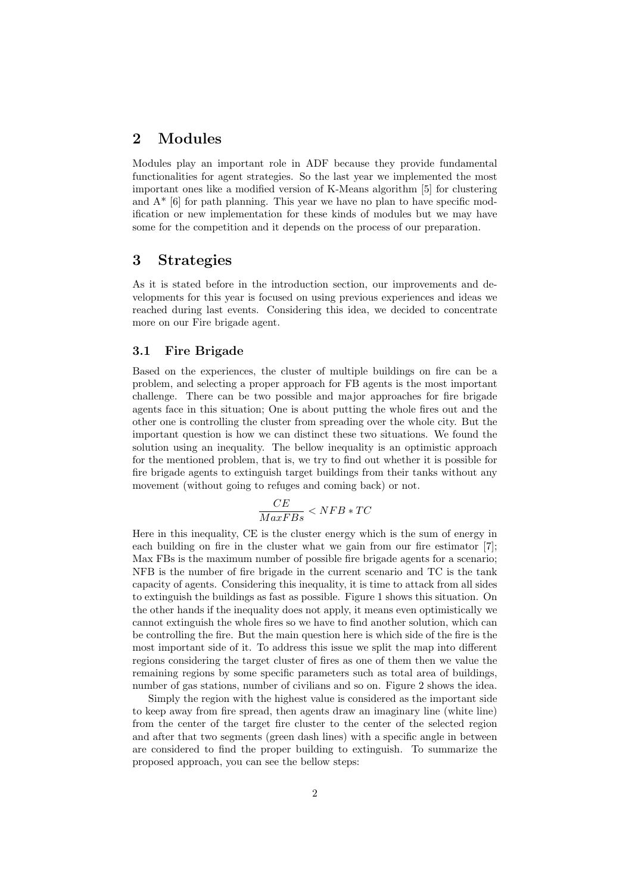## 2 Modules

Modules play an important role in ADF because they provide fundamental functionalities for agent strategies. So the last year we implemented the most important ones like a modified version of K-Means algorithm [5] for clustering and A* [6] for path planning. This year we have no plan to have specific modification or new implementation for these kinds of modules but we may have some for the competition and it depends on the process of our preparation.

## 3 Strategies

As it is stated before in the introduction section, our improvements and developments for this year is focused on using previous experiences and ideas we reached during last events. Considering this idea, we decided to concentrate more on our Fire brigade agent.

### 3.1 Fire Brigade

Based on the experiences, the cluster of multiple buildings on fire can be a problem, and selecting a proper approach for FB agents is the most important challenge. There can be two possible and major approaches for fire brigade agents face in this situation; One is about putting the whole fires out and the other one is controlling the cluster from spreading over the whole city. But the important question is how we can distinct these two situations. We found the solution using an inequality. The bellow inequality is an optimistic approach for the mentioned problem, that is, we try to find out whether it is possible for fire brigade agents to extinguish target buildings from their tanks without any movement (without going to refuges and coming back) or not.

$$\frac{CE}{MaxFBs} < NFB * TC$$

Here in this inequality, CE is the cluster energy which is the sum of energy in each building on fire in the cluster what we gain from our fire estimator [7]; Max FBs is the maximum number of possible fire brigade agents for a scenario; NFB is the number of fire brigade in the current scenario and TC is the tank capacity of agents. Considering this inequality, it is time to attack from all sides to extinguish the buildings as fast as possible. Figure 1 shows this situation. On the other hands if the inequality does not apply, it means even optimistically we cannot extinguish the whole fires so we have to find another solution, which can be controlling the fire. But the main question here is which side of the fire is the most important side of it. To address this issue we split the map into different regions considering the target cluster of fires as one of them then we value the remaining regions by some specific parameters such as total area of buildings, number of gas stations, number of civilians and so on. Figure 2 shows the idea.

Simply the region with the highest value is considered as the important side to keep away from fire spread, then agents draw an imaginary line (white line) from the center of the target fire cluster to the center of the selected region and after that two segments (green dash lines) with a specific angle in between are considered to find the proper building to extinguish. To summarize the proposed approach, you can see the bellow steps: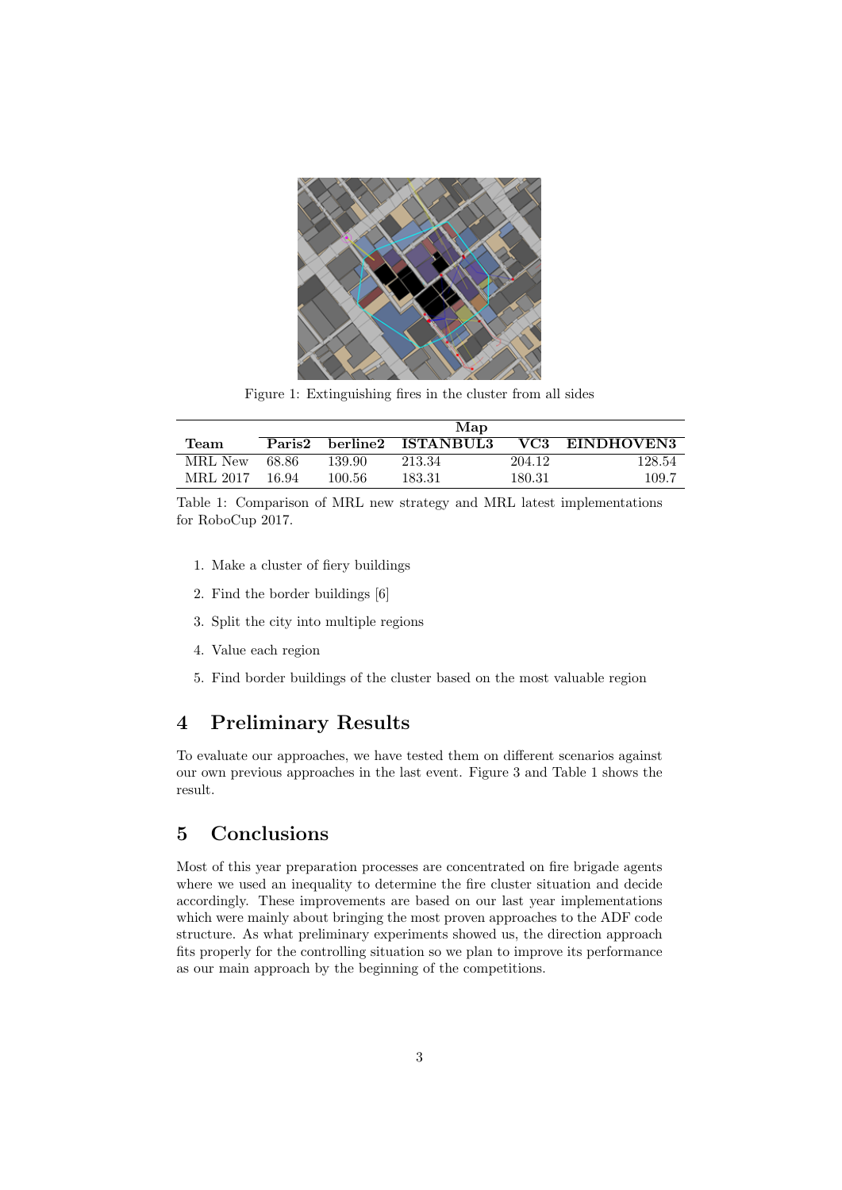Figure 1: Extinguishing fires in the cluster from all sides

| Team | Map | | | | |
|---|---|---|---|---|---|
| | **Paris2** | **berline2** | **ISTANBUL3** | **VC3** | **EINDHOVEN3** |
| MRL New | 68.86 | 139.90 | 213.34 | 204.12 | 128.54 |
| MRL 2017 | 16.94 | 100.56 | 183.31 | 180.31 | 109.7 |

Table 1: Comparison of MRL new strategy and MRL latest implementations for RoboCup 2017.

1. Make a cluster of fiery buildings
2. Find the border buildings [6]
3. Split the city into multiple regions
4. Value each region
5. Find border buildings of the cluster based on the most valuable region

## 4 Preliminary Results

To evaluate our approaches, we have tested them on different scenarios against our own previous approaches in the last event. Figure 3 and Table 1 shows the result.

## 5 Conclusions

Most of this year preparation processes are concentrated on fire brigade agents where we used an inequality to determine the fire cluster situation and decide accordingly. These improvements are based on our last year implementations which were mainly about bringing the most proven approaches to the ADF code structure. As what preliminary experiments showed us, the direction approach fits properly for the controlling situation so we plan to improve its performance as our main approach by the beginning of the competitions.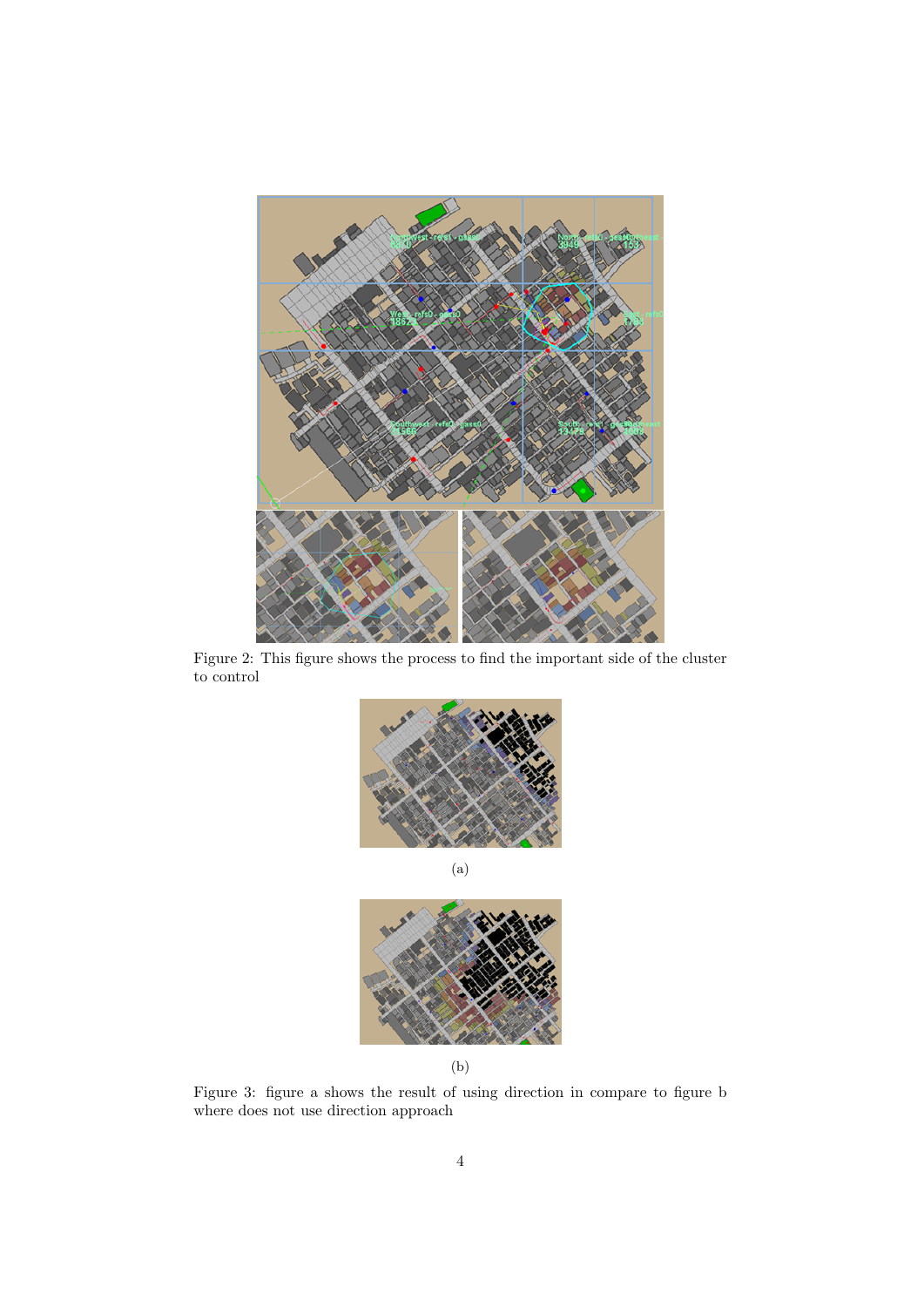Figure 2: This figure shows the process to find the important side of the cluster to control

(a)

(b)

Figure 3: figure a shows the result of using direction in compare to figure b where does not use direction approach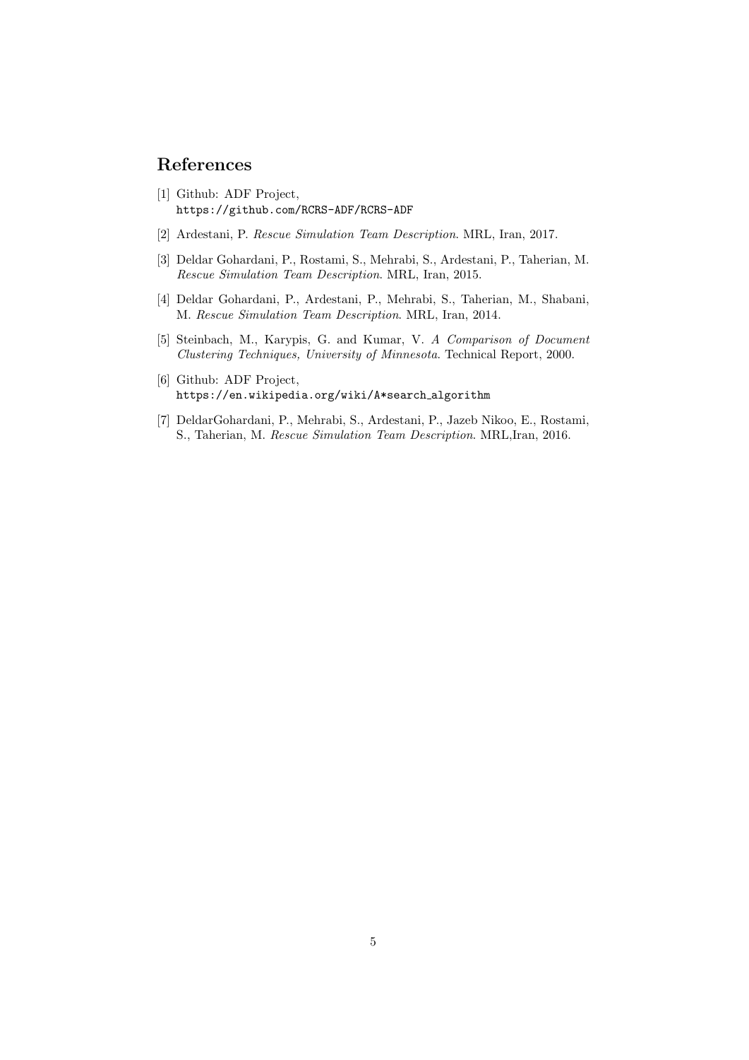## References

[1] Github: ADF Project, `https://github.com/RCRS-ADF/RCRS-ADF`

[2] Ardestani, P. *Rescue Simulation Team Description*. MRL, Iran, 2017.

[3] Deldar Gohardani, P., Rostami, S., Mehrabi, S., Ardestani, P., Taherian, M. *Rescue Simulation Team Description*. MRL, Iran, 2015.

[4] Deldar Gohardani, P., Ardestani, P., Mehrabi, S., Taherian, M., Shabani, M. *Rescue Simulation Team Description*. MRL, Iran, 2014.

[5] Steinbach, M., Karypis, G. and Kumar, V. *A Comparison of Document Clustering Techniques, University of Minnesota*. Technical Report, 2000.

[6] Github: ADF Project, `https://en.wikipedia.org/wiki/A*search_algorithm`

[7] DeldarGohardani, P., Mehrabi, S., Ardestani, P., Jazeb Nikoo, E., Rostami, S., Taherian, M. *Rescue Simulation Team Description*. MRL,Iran, 2016.